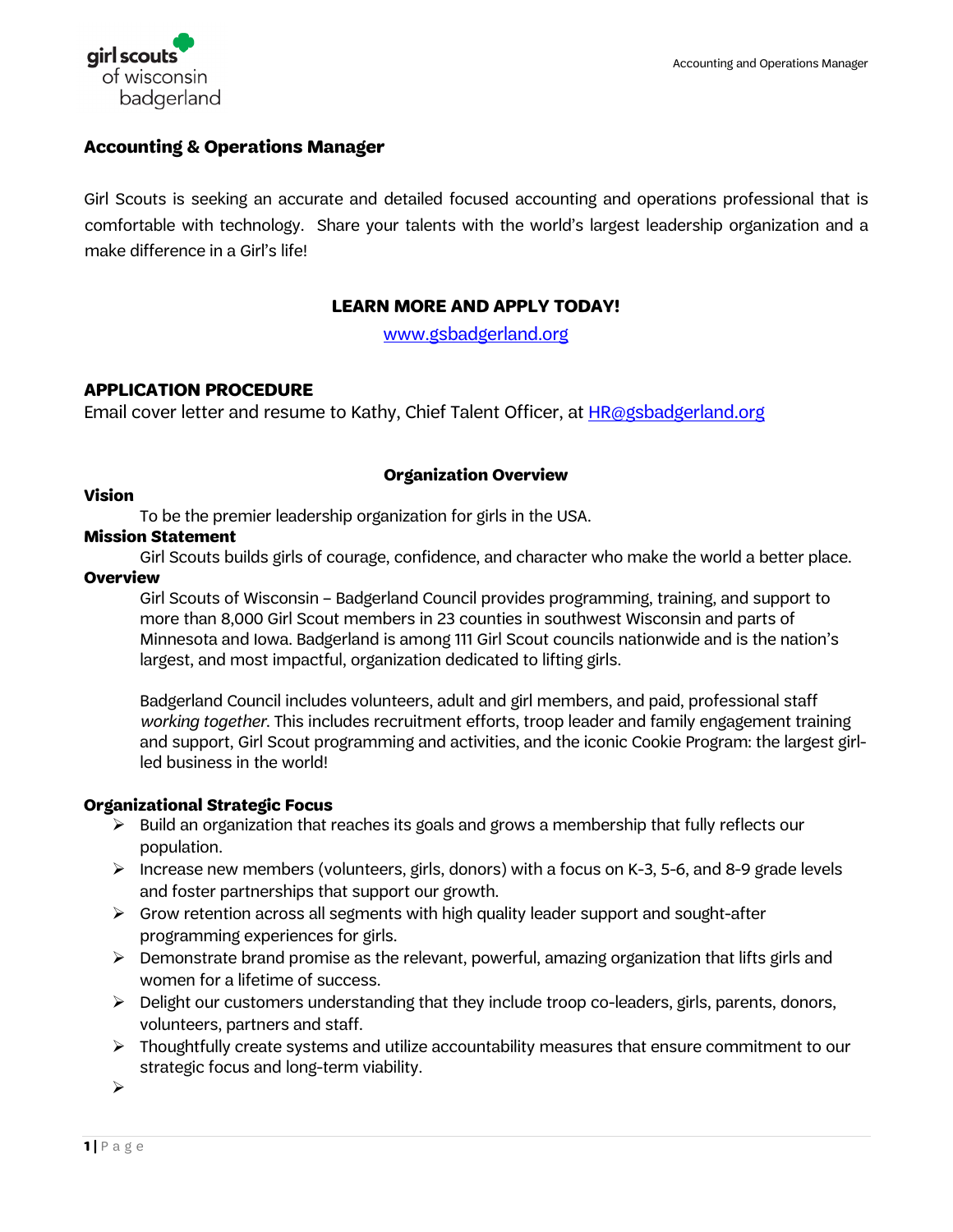# Accounting & Operations Manager

Girl Scouts is seeking an accurate and detailed focused accounting and operations professional that is comfortable with technology. Share your talents with the world's largest leadership organization and a make difference in a Girl's life!

**LEARN MORE AND APPLY TODAY!**

www.gsbadgerland.org

## APPLICATION PROCEDURE

Email cover letter and resume to Kathy, Chief Talent Officer, at HR@gsbadgerland.org

## Organization Overview

**Vision**

To be the premier leadership organization for girls in the USA.

**Mission Statement**

Girl Scouts builds girls of courage, confidence, and character who make the world a better place.

**Overview**

Girl Scouts of Wisconsin – Badgerland Council provides programming, training, and support to more than 8,000 Girl Scout members in 23 counties in southwest Wisconsin and parts of Minnesota and Iowa. Badgerland is among 111 Girl Scout councils nationwide and is the nation's largest, and most impactful, organization dedicated to lifting girls.

Badgerland Council includes volunteers, adult and girl members, and paid, professional staff *working together*. This includes recruitment efforts, troop leader and family engagement training and support, Girl Scout programming and activities, and the iconic Cookie Program: the largest girl-led business in the world!

**Organizational Strategic Focus**

- Build an organization that reaches its goals and grows a membership that fully reflects our population.
- Increase new members (volunteers, girls, donors) with a focus on K-3, 5-6, and 8-9 grade levels and foster partnerships that support our growth.
- Grow retention across all segments with high quality leader support and sought-after programming experiences for girls.
- Demonstrate brand promise as the relevant, powerful, amazing organization that lifts girls and women for a lifetime of success.
- Delight our customers understanding that they include troop co-leaders, girls, parents, donors, volunteers, partners and staff.
- Thoughtfully create systems and utilize accountability measures that ensure commitment to our strategic focus and long-term viability.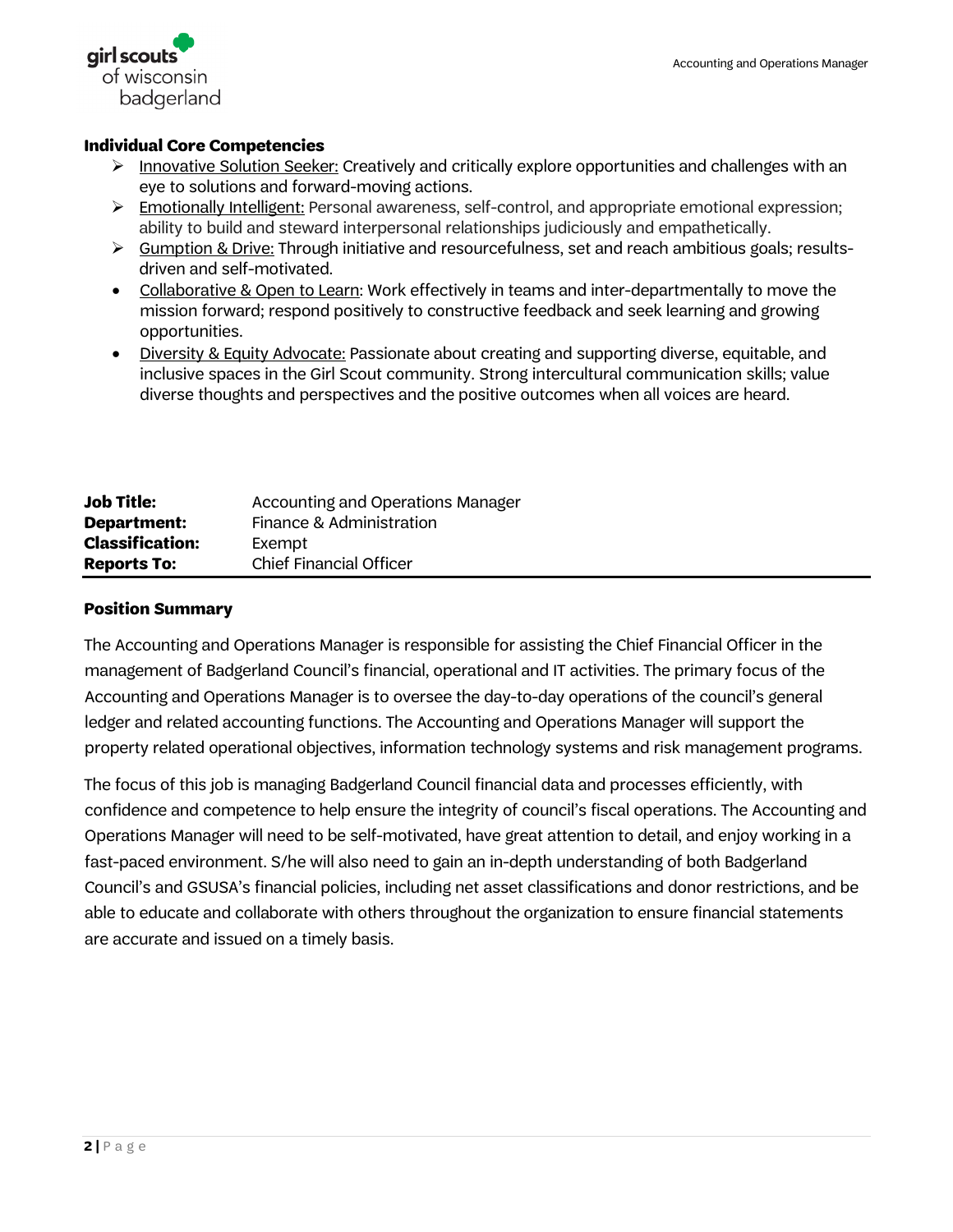### Individual Core Competencies

- Innovative Solution Seeker: Creatively and critically explore opportunities and challenges with an eye to solutions and forward-moving actions.
- Emotionally Intelligent: Personal awareness, self-control, and appropriate emotional expression; ability to build and steward interpersonal relationships judiciously and empathetically.
- Gumption & Drive: Through initiative and resourcefulness, set and reach ambitious goals; results-driven and self-motivated.
- Collaborative & Open to Learn: Work effectively in teams and inter-departmentally to move the mission forward; respond positively to constructive feedback and seek learning and growing opportunities.
- Diversity & Equity Advocate: Passionate about creating and supporting diverse, equitable, and inclusive spaces in the Girl Scout community. Strong intercultural communication skills; value diverse thoughts and perspectives and the positive outcomes when all voices are heard.

**Job Title:** Accounting and Operations Manager
**Department:** Finance & Administration
**Classification:** Exempt
**Reports To:** Chief Financial Officer

### Position Summary

The Accounting and Operations Manager is responsible for assisting the Chief Financial Officer in the management of Badgerland Council's financial, operational and IT activities. The primary focus of the Accounting and Operations Manager is to oversee the day-to-day operations of the council's general ledger and related accounting functions. The Accounting and Operations Manager will support the property related operational objectives, information technology systems and risk management programs.

The focus of this job is managing Badgerland Council financial data and processes efficiently, with confidence and competence to help ensure the integrity of council's fiscal operations. The Accounting and Operations Manager will need to be self-motivated, have great attention to detail, and enjoy working in a fast-paced environment. S/he will also need to gain an in-depth understanding of both Badgerland Council's and GSUSA's financial policies, including net asset classifications and donor restrictions, and be able to educate and collaborate with others throughout the organization to ensure financial statements are accurate and issued on a timely basis.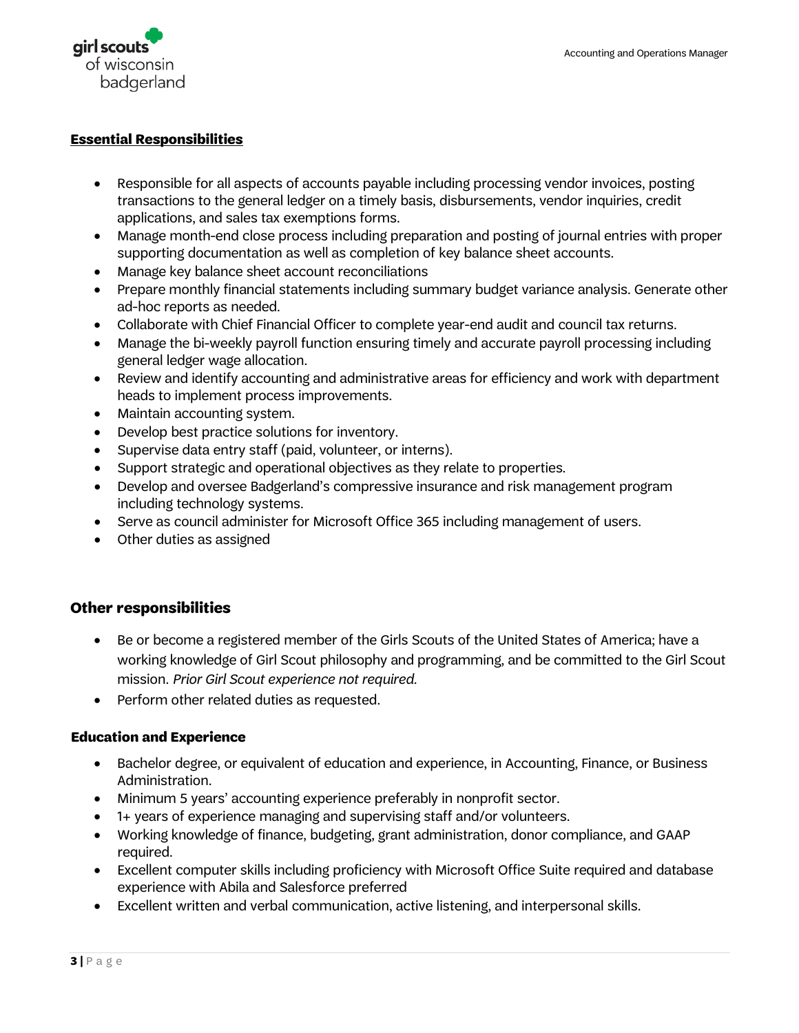## Essential Responsibilities

- Responsible for all aspects of accounts payable including processing vendor invoices, posting transactions to the general ledger on a timely basis, disbursements, vendor inquiries, credit applications, and sales tax exemptions forms.
- Manage month-end close process including preparation and posting of journal entries with proper supporting documentation as well as completion of key balance sheet accounts.
- Manage key balance sheet account reconciliations
- Prepare monthly financial statements including summary budget variance analysis. Generate other ad-hoc reports as needed.
- Collaborate with Chief Financial Officer to complete year-end audit and council tax returns.
- Manage the bi-weekly payroll function ensuring timely and accurate payroll processing including general ledger wage allocation.
- Review and identify accounting and administrative areas for efficiency and work with department heads to implement process improvements.
- Maintain accounting system.
- Develop best practice solutions for inventory.
- Supervise data entry staff (paid, volunteer, or interns).
- Support strategic and operational objectives as they relate to properties.
- Develop and oversee Badgerland's compressive insurance and risk management program including technology systems.
- Serve as council administer for Microsoft Office 365 including management of users.
- Other duties as assigned

## Other responsibilities

- Be or become a registered member of the Girls Scouts of the United States of America; have a working knowledge of Girl Scout philosophy and programming, and be committed to the Girl Scout mission. *Prior Girl Scout experience not required.*
- Perform other related duties as requested.

### Education and Experience

- Bachelor degree, or equivalent of education and experience, in Accounting, Finance, or Business Administration.
- Minimum 5 years' accounting experience preferably in nonprofit sector.
- 1+ years of experience managing and supervising staff and/or volunteers.
- Working knowledge of finance, budgeting, grant administration, donor compliance, and GAAP required.
- Excellent computer skills including proficiency with Microsoft Office Suite required and database experience with Abila and Salesforce preferred
- Excellent written and verbal communication, active listening, and interpersonal skills.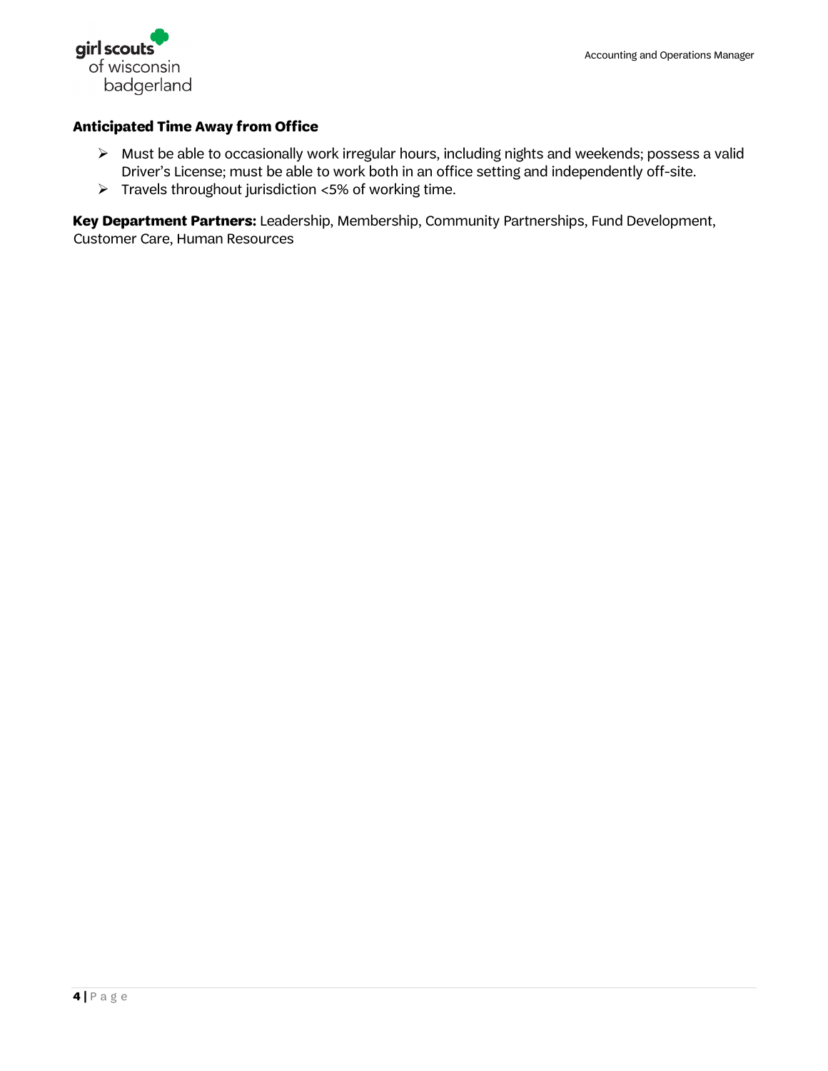### Anticipated Time Away from Office

- Must be able to occasionally work irregular hours, including nights and weekends; possess a valid Driver's License; must be able to work both in an office setting and independently off-site.
- Travels throughout jurisdiction <5% of working time.

**Key Department Partners:** Leadership, Membership, Community Partnerships, Fund Development, Customer Care, Human Resources